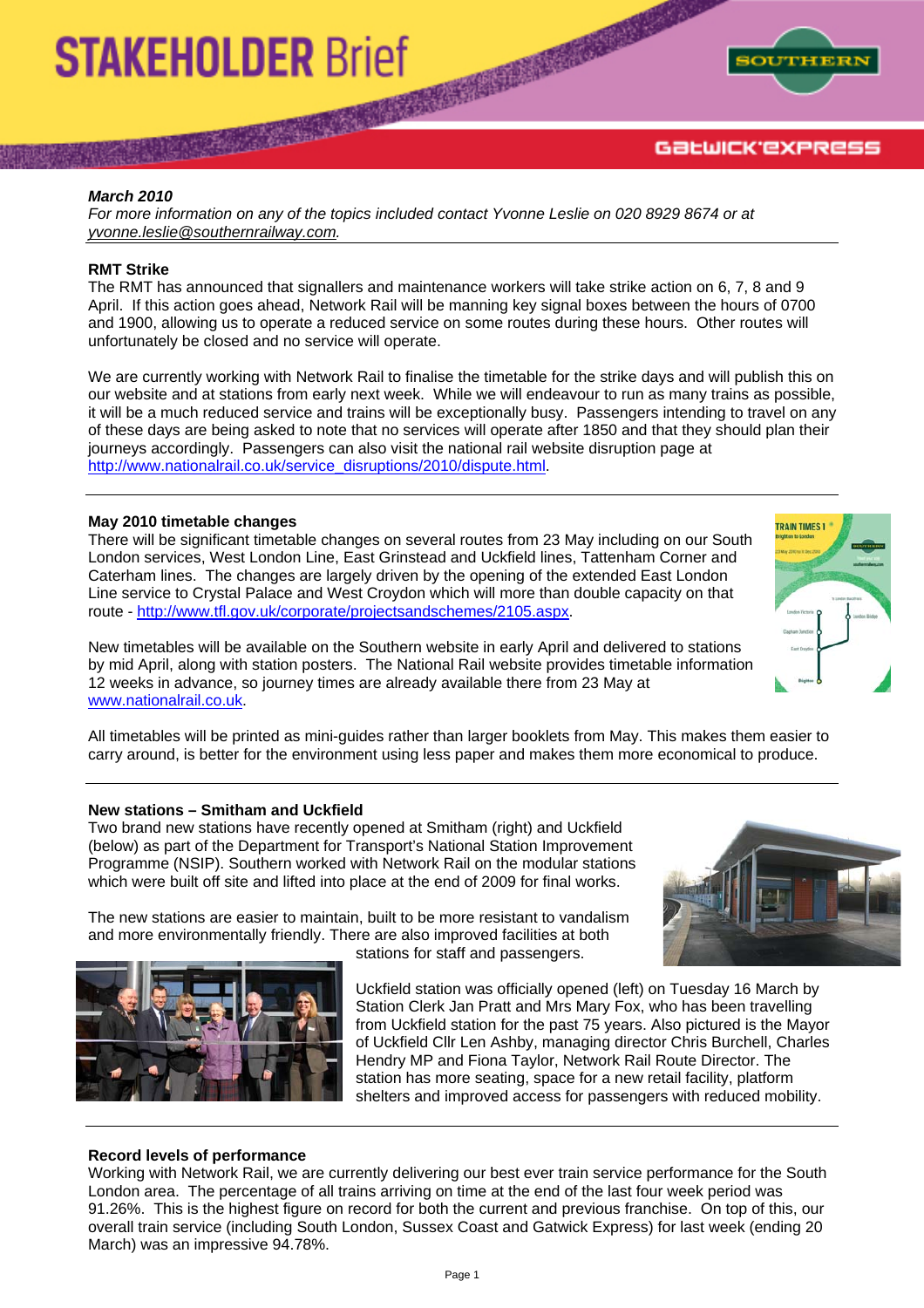# STAKEHOLDER Brief

*March 2010*
*For more information on any of the topics included contact Yvonne Leslie on 020 8929 8674 or at yvonne.leslie@southernrailway.com.*

## RMT Strike

The RMT has announced that signallers and maintenance workers will take strike action on 6, 7, 8 and 9 April. If this action goes ahead, Network Rail will be manning key signal boxes between the hours of 0700 and 1900, allowing us to operate a reduced service on some routes during these hours. Other routes will unfortunately be closed and no service will operate.

We are currently working with Network Rail to finalise the timetable for the strike days and will publish this on our website and at stations from early next week. While we will endeavour to run as many trains as possible, it will be a much reduced service and trains will be exceptionally busy. Passengers intending to travel on any of these days are being asked to note that no services will operate after 1850 and that they should plan their journeys accordingly. Passengers can also visit the national rail website disruption page at http://www.nationalrail.co.uk/service_disruptions/2010/dispute.html.

## May 2010 timetable changes

There will be significant timetable changes on several routes from 23 May including on our South London services, West London Line, East Grinstead and Uckfield lines, Tattenham Corner and Caterham lines. The changes are largely driven by the opening of the extended East London Line service to Crystal Palace and West Croydon which will more than double capacity on that route - http://www.tfl.gov.uk/corporate/projectsandschemes/2105.aspx.

New timetables will be available on the Southern website in early April and delivered to stations by mid April, along with station posters. The National Rail website provides timetable information 12 weeks in advance, so journey times are already available there from 23 May at www.nationalrail.co.uk.

All timetables will be printed as mini-guides rather than larger booklets from May. This makes them easier to carry around, is better for the environment using less paper and makes them more economical to produce.

## New stations – Smitham and Uckfield

Two brand new stations have recently opened at Smitham (right) and Uckfield (below) as part of the Department for Transport's National Station Improvement Programme (NSIP). Southern worked with Network Rail on the modular stations which were built off site and lifted into place at the end of 2009 for final works.

The new stations are easier to maintain, built to be more resistant to vandalism and more environmentally friendly. There are also improved facilities at both stations for staff and passengers.

Uckfield station was officially opened (left) on Tuesday 16 March by Station Clerk Jan Pratt and Mrs Mary Fox, who has been travelling from Uckfield station for the past 75 years. Also pictured is the Mayor of Uckfield Cllr Len Ashby, managing director Chris Burchell, Charles Hendry MP and Fiona Taylor, Network Rail Route Director. The station has more seating, space for a new retail facility, platform shelters and improved access for passengers with reduced mobility.

## Record levels of performance

Working with Network Rail, we are currently delivering our best ever train service performance for the South London area. The percentage of all trains arriving on time at the end of the last four week period was 91.26%. This is the highest figure on record for both the current and previous franchise. On top of this, our overall train service (including South London, Sussex Coast and Gatwick Express) for last week (ending 20 March) was an impressive 94.78%.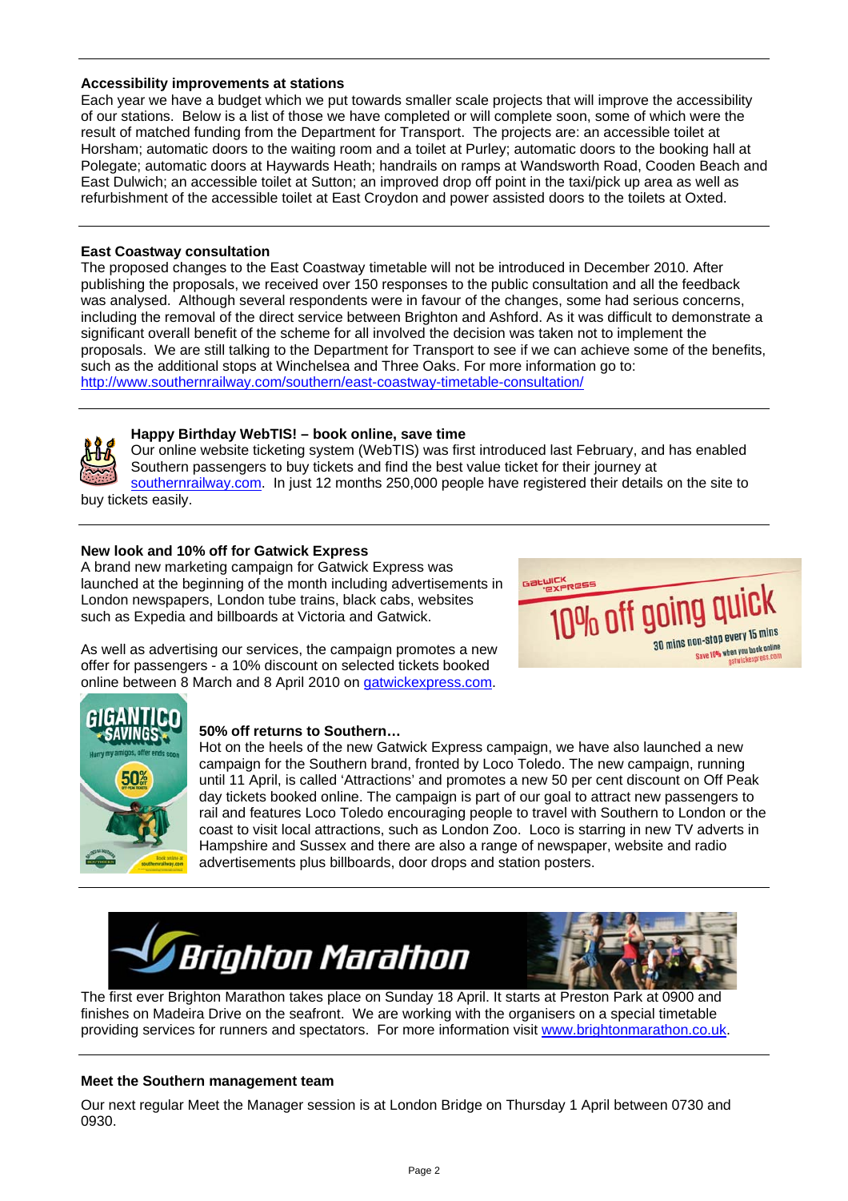**Accessibility improvements at stations**

Each year we have a budget which we put towards smaller scale projects that will improve the accessibility of our stations. Below is a list of those we have completed or will complete soon, some of which were the result of matched funding from the Department for Transport. The projects are: an accessible toilet at Horsham; automatic doors to the waiting room and a toilet at Purley; automatic doors to the booking hall at Polegate; automatic doors at Haywards Heath; handrails on ramps at Wandsworth Road, Cooden Beach and East Dulwich; an accessible toilet at Sutton; an improved drop off point in the taxi/pick up area as well as refurbishment of the accessible toilet at East Croydon and power assisted doors to the toilets at Oxted.

**East Coastway consultation**

The proposed changes to the East Coastway timetable will not be introduced in December 2010. After publishing the proposals, we received over 150 responses to the public consultation and all the feedback was analysed. Although several respondents were in favour of the changes, some had serious concerns, including the removal of the direct service between Brighton and Ashford. As it was difficult to demonstrate a significant overall benefit of the scheme for all involved the decision was taken not to implement the proposals. We are still talking to the Department for Transport to see if we can achieve some of the benefits, such as the additional stops at Winchelsea and Three Oaks. For more information go to: http://www.southernrailway.com/southern/east-coastway-timetable-consultation/

**Happy Birthday WebTIS! – book online, save time**

Our online website ticketing system (WebTIS) was first introduced last February, and has enabled Southern passengers to buy tickets and find the best value ticket for their journey at southernrailway.com. In just 12 months 250,000 people have registered their details on the site to buy tickets easily.

**New look and 10% off for Gatwick Express**

A brand new marketing campaign for Gatwick Express was launched at the beginning of the month including advertisements in London newspapers, London tube trains, black cabs, websites such as Expedia and billboards at Victoria and Gatwick.

As well as advertising our services, the campaign promotes a new offer for passengers - a 10% discount on selected tickets booked online between 8 March and 8 April 2010 on gatwickexpress.com.

**50% off returns to Southern…**

Hot on the heels of the new Gatwick Express campaign, we have also launched a new campaign for the Southern brand, fronted by Loco Toledo. The new campaign, running until 11 April, is called 'Attractions' and promotes a new 50 per cent discount on Off Peak day tickets booked online. The campaign is part of our goal to attract new passengers to rail and features Loco Toledo encouraging people to travel with Southern to London or the coast to visit local attractions, such as London Zoo. Loco is starring in new TV adverts in Hampshire and Sussex and there are also a range of newspaper, website and radio advertisements plus billboards, door drops and station posters.

**Brighton Marathon**

The first ever Brighton Marathon takes place on Sunday 18 April. It starts at Preston Park at 0900 and finishes on Madeira Drive on the seafront. We are working with the organisers on a special timetable providing services for runners and spectators. For more information visit www.brightonmarathon.co.uk.

**Meet the Southern management team**

Our next regular Meet the Manager session is at London Bridge on Thursday 1 April between 0730 and 0930.